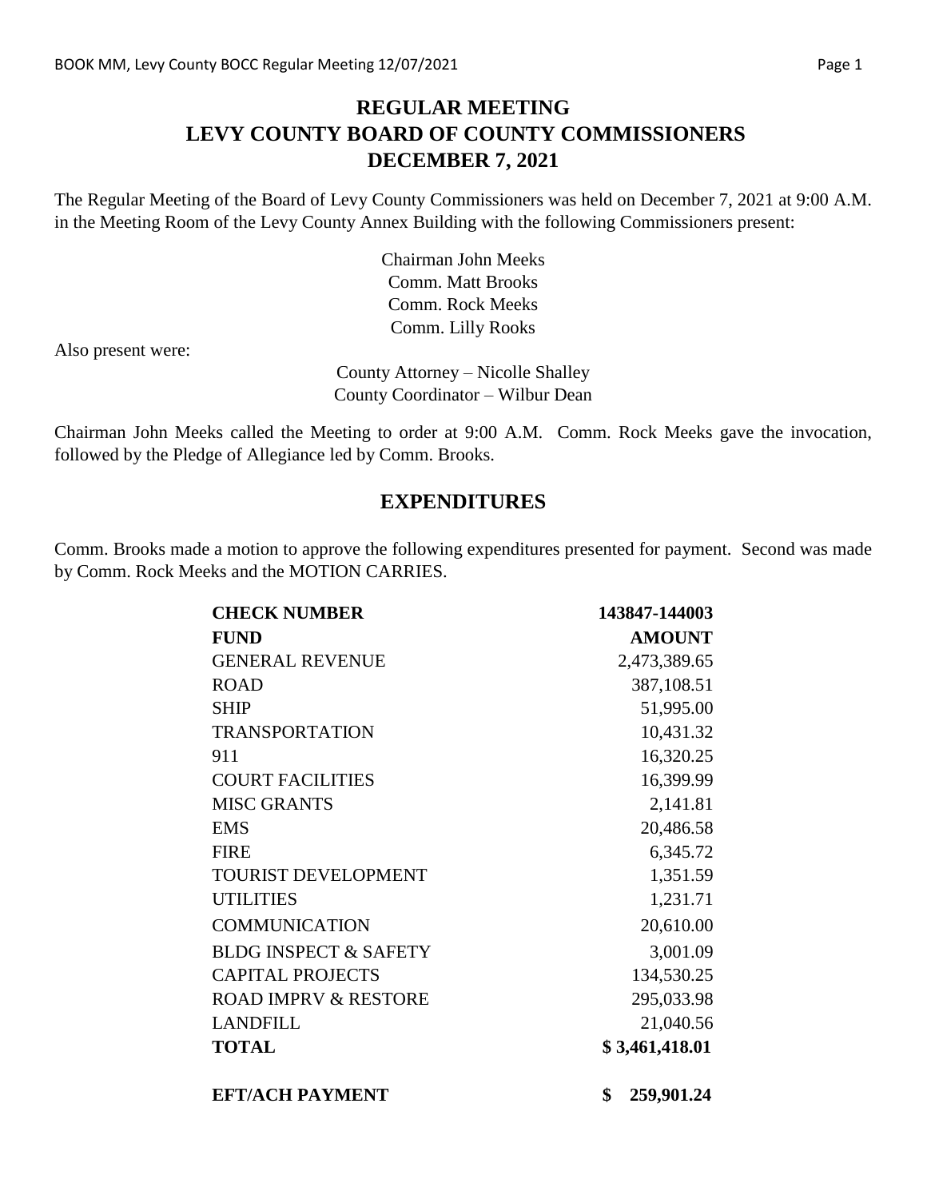# REGULAR MEETING
# LEVY COUNTY BOARD OF COUNTY COMMISSIONERS
# DECEMBER 7, 2021

The Regular Meeting of the Board of Levy County Commissioners was held on December 7, 2021 at 9:00 A.M. in the Meeting Room of the Levy County Annex Building with the following Commissioners present:

Chairman John Meeks
Comm. Matt Brooks
Comm. Rock Meeks
Comm. Lilly Rooks

Also present were:

County Attorney – Nicolle Shalley
County Coordinator – Wilbur Dean

Chairman John Meeks called the Meeting to order at 9:00 A.M. Comm. Rock Meeks gave the invocation, followed by the Pledge of Allegiance led by Comm. Brooks.

## EXPENDITURES

Comm. Brooks made a motion to approve the following expenditures presented for payment. Second was made by Comm. Rock Meeks and the MOTION CARRIES.

| **CHECK NUMBER** | **143847-144003** |
|---|---|
| **FUND** | **AMOUNT** |
| GENERAL REVENUE | 2,473,389.65 |
| ROAD | 387,108.51 |
| SHIP | 51,995.00 |
| TRANSPORTATION | 10,431.32 |
| 911 | 16,320.25 |
| COURT FACILITIES | 16,399.99 |
| MISC GRANTS | 2,141.81 |
| EMS | 20,486.58 |
| FIRE | 6,345.72 |
| TOURIST DEVELOPMENT | 1,351.59 |
| UTILITIES | 1,231.71 |
| COMMUNICATION | 20,610.00 |
| BLDG INSPECT & SAFETY | 3,001.09 |
| CAPITAL PROJECTS | 134,530.25 |
| ROAD IMPRV & RESTORE | 295,033.98 |
| LANDFILL | 21,040.56 |
| **TOTAL** | **$ 3,461,418.01** |
| | |
| **EFT/ACH PAYMENT** | **$ 259,901.24** |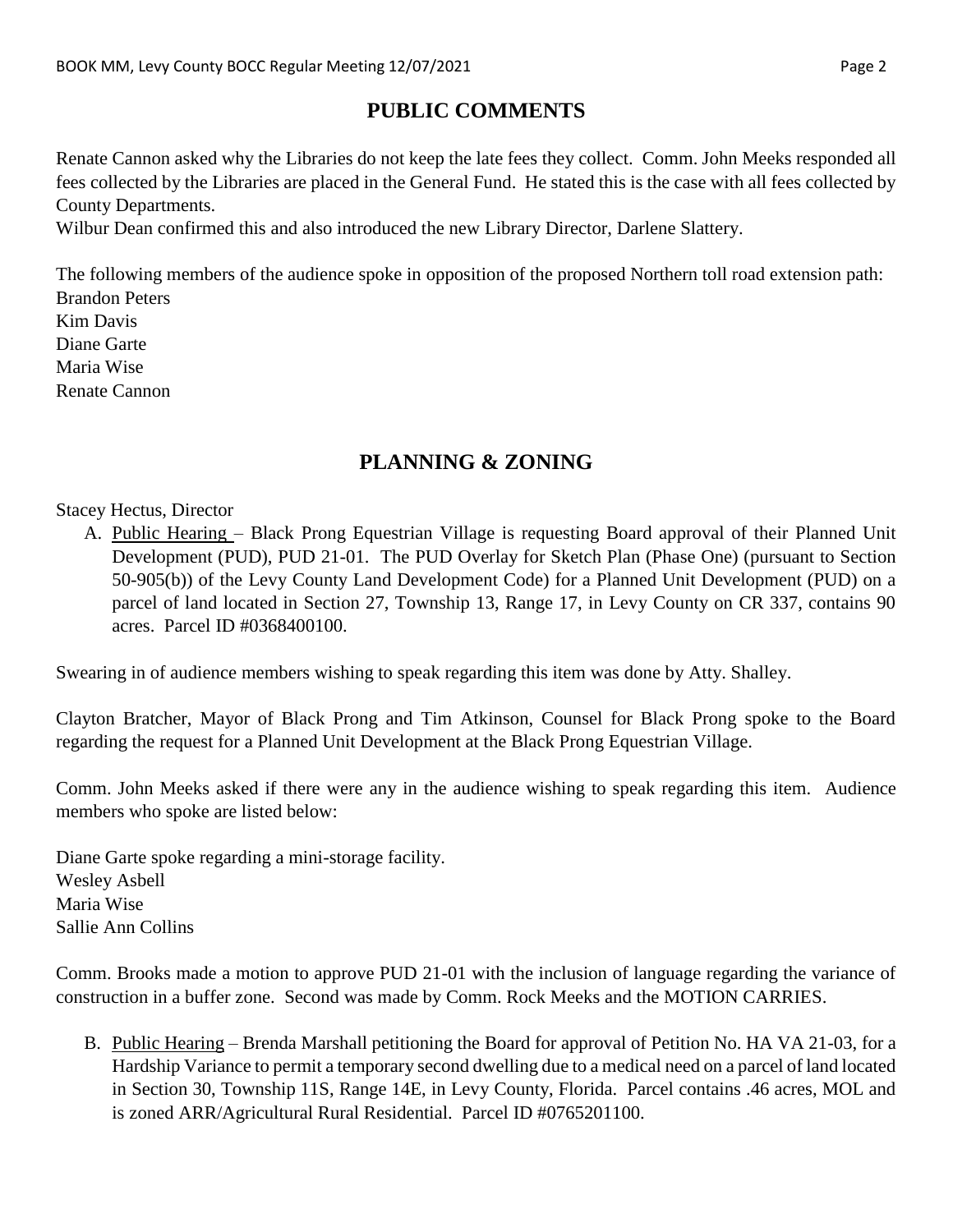## PUBLIC COMMENTS

Renate Cannon asked why the Libraries do not keep the late fees they collect. Comm. John Meeks responded all fees collected by the Libraries are placed in the General Fund. He stated this is the case with all fees collected by County Departments.

Wilbur Dean confirmed this and also introduced the new Library Director, Darlene Slattery.

The following members of the audience spoke in opposition of the proposed Northern toll road extension path:
Brandon Peters
Kim Davis
Diane Garte
Maria Wise
Renate Cannon

## PLANNING & ZONING

Stacey Hectus, Director

A. Public Hearing – Black Prong Equestrian Village is requesting Board approval of their Planned Unit Development (PUD), PUD 21-01. The PUD Overlay for Sketch Plan (Phase One) (pursuant to Section 50-905(b)) of the Levy County Land Development Code) for a Planned Unit Development (PUD) on a parcel of land located in Section 27, Township 13, Range 17, in Levy County on CR 337, contains 90 acres. Parcel ID #0368400100.

Swearing in of audience members wishing to speak regarding this item was done by Atty. Shalley.

Clayton Bratcher, Mayor of Black Prong and Tim Atkinson, Counsel for Black Prong spoke to the Board regarding the request for a Planned Unit Development at the Black Prong Equestrian Village.

Comm. John Meeks asked if there were any in the audience wishing to speak regarding this item. Audience members who spoke are listed below:

Diane Garte spoke regarding a mini-storage facility.
Wesley Asbell
Maria Wise
Sallie Ann Collins

Comm. Brooks made a motion to approve PUD 21-01 with the inclusion of language regarding the variance of construction in a buffer zone. Second was made by Comm. Rock Meeks and the MOTION CARRIES.

B. Public Hearing – Brenda Marshall petitioning the Board for approval of Petition No. HA VA 21-03, for a Hardship Variance to permit a temporary second dwelling due to a medical need on a parcel of land located in Section 30, Township 11S, Range 14E, in Levy County, Florida. Parcel contains .46 acres, MOL and is zoned ARR/Agricultural Rural Residential. Parcel ID #0765201100.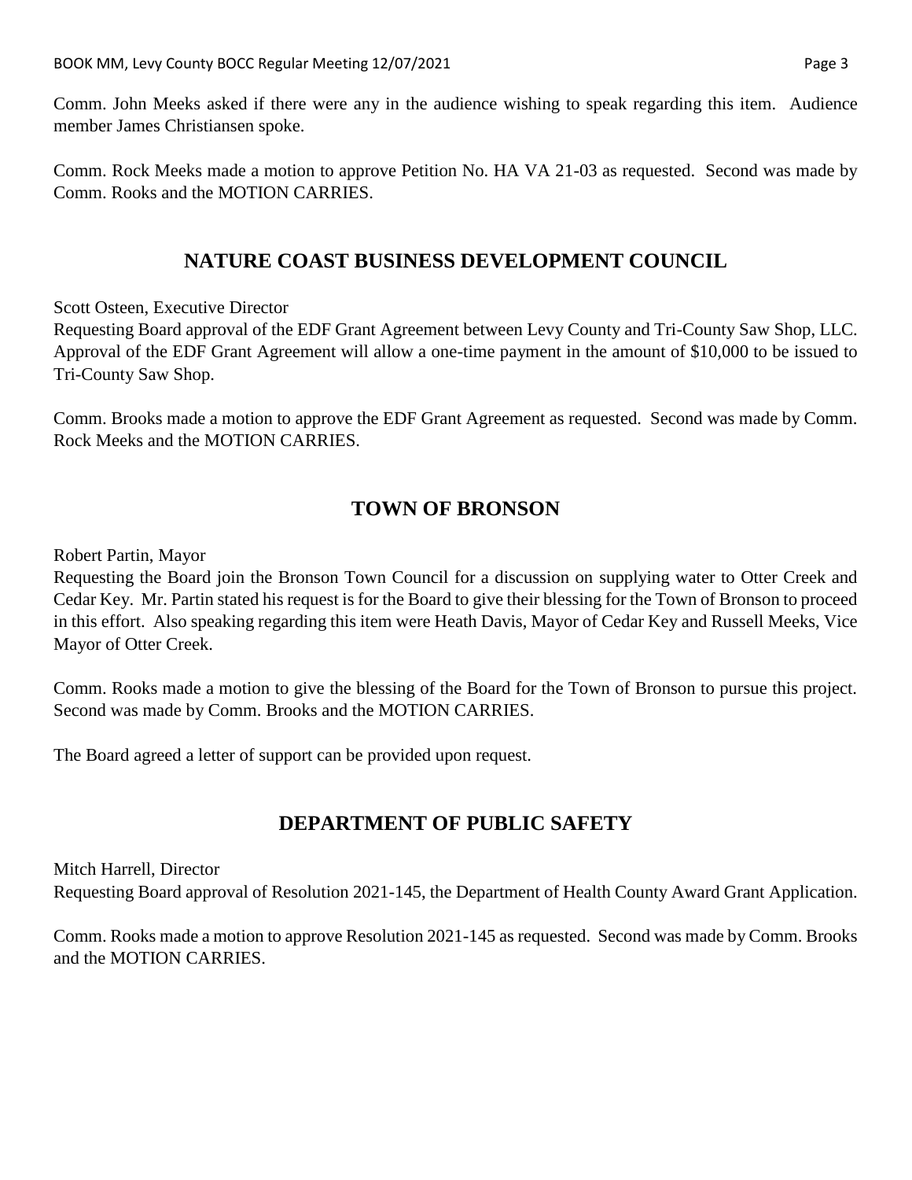Comm. John Meeks asked if there were any in the audience wishing to speak regarding this item. Audience member James Christiansen spoke.

Comm. Rock Meeks made a motion to approve Petition No. HA VA 21-03 as requested. Second was made by Comm. Rooks and the MOTION CARRIES.

## NATURE COAST BUSINESS DEVELOPMENT COUNCIL

Scott Osteen, Executive Director
Requesting Board approval of the EDF Grant Agreement between Levy County and Tri-County Saw Shop, LLC. Approval of the EDF Grant Agreement will allow a one-time payment in the amount of $10,000 to be issued to Tri-County Saw Shop.

Comm. Brooks made a motion to approve the EDF Grant Agreement as requested. Second was made by Comm. Rock Meeks and the MOTION CARRIES.

## TOWN OF BRONSON

Robert Partin, Mayor
Requesting the Board join the Bronson Town Council for a discussion on supplying water to Otter Creek and Cedar Key. Mr. Partin stated his request is for the Board to give their blessing for the Town of Bronson to proceed in this effort. Also speaking regarding this item were Heath Davis, Mayor of Cedar Key and Russell Meeks, Vice Mayor of Otter Creek.

Comm. Rooks made a motion to give the blessing of the Board for the Town of Bronson to pursue this project. Second was made by Comm. Brooks and the MOTION CARRIES.

The Board agreed a letter of support can be provided upon request.

## DEPARTMENT OF PUBLIC SAFETY

Mitch Harrell, Director
Requesting Board approval of Resolution 2021-145, the Department of Health County Award Grant Application.

Comm. Rooks made a motion to approve Resolution 2021-145 as requested. Second was made by Comm. Brooks and the MOTION CARRIES.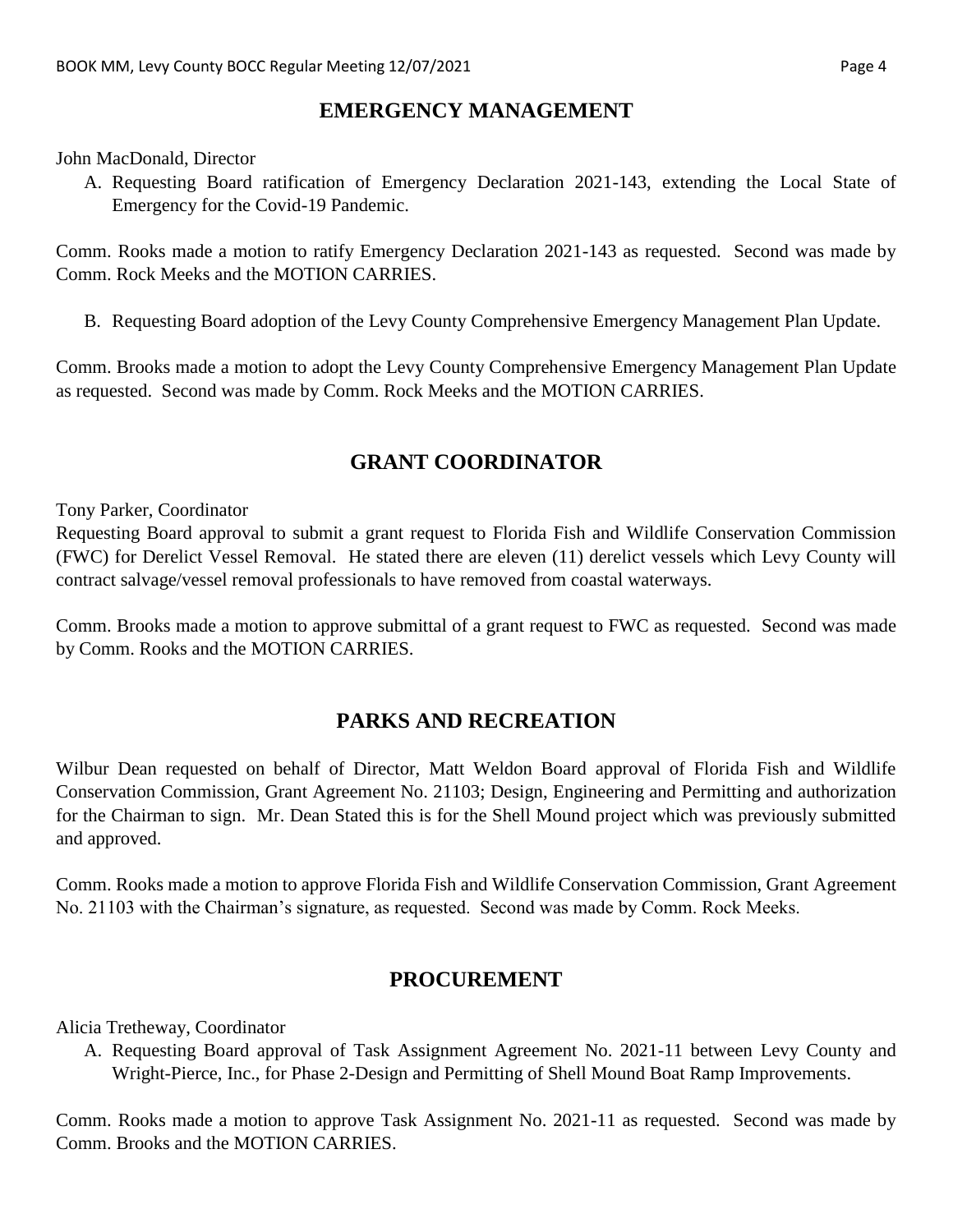## EMERGENCY MANAGEMENT

John MacDonald, Director

A. Requesting Board ratification of Emergency Declaration 2021-143, extending the Local State of Emergency for the Covid-19 Pandemic.

Comm. Rooks made a motion to ratify Emergency Declaration 2021-143 as requested. Second was made by Comm. Rock Meeks and the MOTION CARRIES.

B. Requesting Board adoption of the Levy County Comprehensive Emergency Management Plan Update.

Comm. Brooks made a motion to adopt the Levy County Comprehensive Emergency Management Plan Update as requested. Second was made by Comm. Rock Meeks and the MOTION CARRIES.

## GRANT COORDINATOR

Tony Parker, Coordinator

Requesting Board approval to submit a grant request to Florida Fish and Wildlife Conservation Commission (FWC) for Derelict Vessel Removal. He stated there are eleven (11) derelict vessels which Levy County will contract salvage/vessel removal professionals to have removed from coastal waterways.

Comm. Brooks made a motion to approve submittal of a grant request to FWC as requested. Second was made by Comm. Rooks and the MOTION CARRIES.

## PARKS AND RECREATION

Wilbur Dean requested on behalf of Director, Matt Weldon Board approval of Florida Fish and Wildlife Conservation Commission, Grant Agreement No. 21103; Design, Engineering and Permitting and authorization for the Chairman to sign. Mr. Dean Stated this is for the Shell Mound project which was previously submitted and approved.

Comm. Rooks made a motion to approve Florida Fish and Wildlife Conservation Commission, Grant Agreement No. 21103 with the Chairman's signature, as requested. Second was made by Comm. Rock Meeks.

## PROCUREMENT

Alicia Tretheway, Coordinator

A. Requesting Board approval of Task Assignment Agreement No. 2021-11 between Levy County and Wright-Pierce, Inc., for Phase 2-Design and Permitting of Shell Mound Boat Ramp Improvements.

Comm. Rooks made a motion to approve Task Assignment No. 2021-11 as requested. Second was made by Comm. Brooks and the MOTION CARRIES.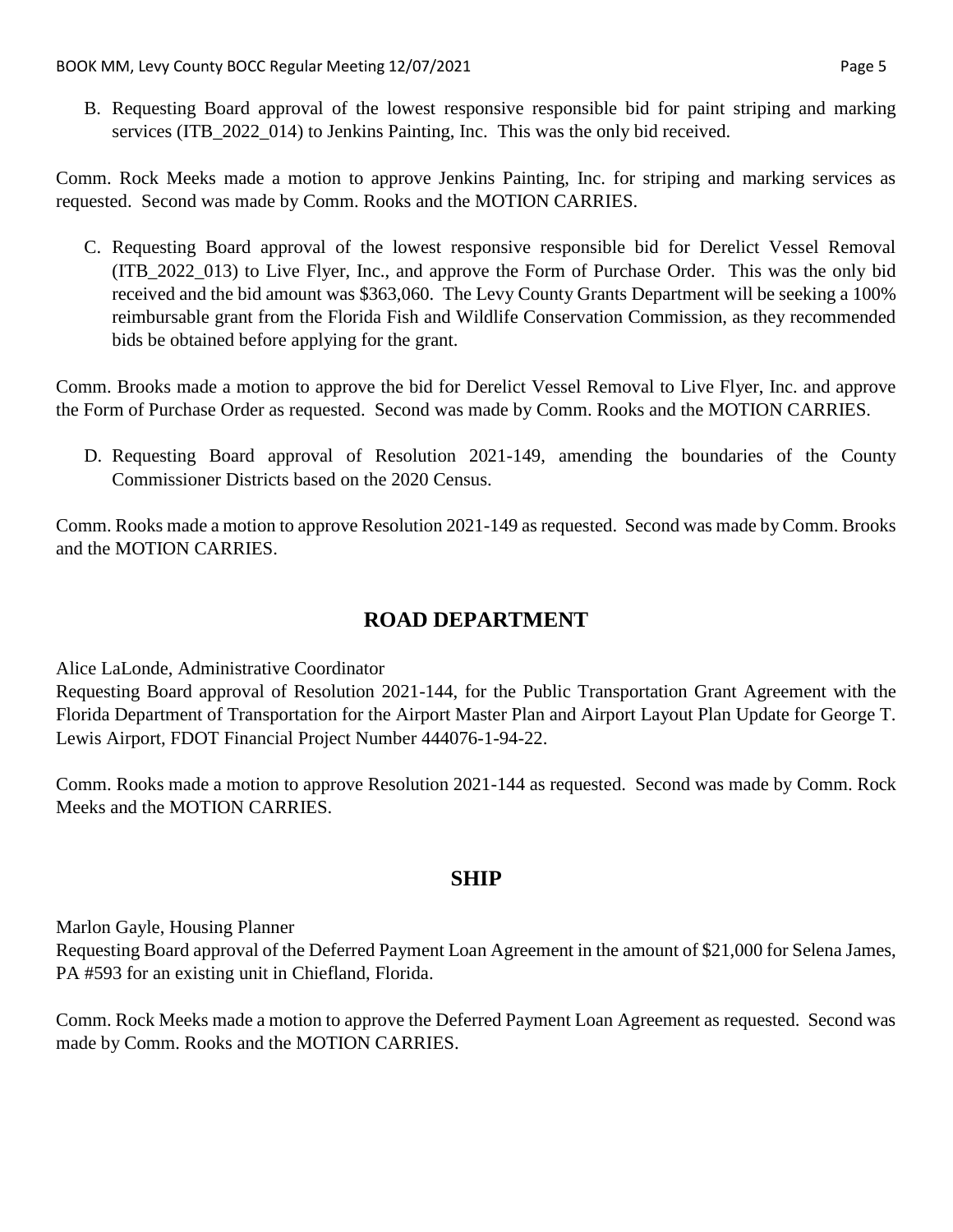B. Requesting Board approval of the lowest responsive responsible bid for paint striping and marking services (ITB_2022_014) to Jenkins Painting, Inc. This was the only bid received.

Comm. Rock Meeks made a motion to approve Jenkins Painting, Inc. for striping and marking services as requested. Second was made by Comm. Rooks and the MOTION CARRIES.

C. Requesting Board approval of the lowest responsive responsible bid for Derelict Vessel Removal (ITB_2022_013) to Live Flyer, Inc., and approve the Form of Purchase Order. This was the only bid received and the bid amount was $363,060. The Levy County Grants Department will be seeking a 100% reimbursable grant from the Florida Fish and Wildlife Conservation Commission, as they recommended bids be obtained before applying for the grant.

Comm. Brooks made a motion to approve the bid for Derelict Vessel Removal to Live Flyer, Inc. and approve the Form of Purchase Order as requested. Second was made by Comm. Rooks and the MOTION CARRIES.

D. Requesting Board approval of Resolution 2021-149, amending the boundaries of the County Commissioner Districts based on the 2020 Census.

Comm. Rooks made a motion to approve Resolution 2021-149 as requested. Second was made by Comm. Brooks and the MOTION CARRIES.

## ROAD DEPARTMENT

Alice LaLonde, Administrative Coordinator
Requesting Board approval of Resolution 2021-144, for the Public Transportation Grant Agreement with the Florida Department of Transportation for the Airport Master Plan and Airport Layout Plan Update for George T. Lewis Airport, FDOT Financial Project Number 444076-1-94-22.

Comm. Rooks made a motion to approve Resolution 2021-144 as requested. Second was made by Comm. Rock Meeks and the MOTION CARRIES.

## SHIP

Marlon Gayle, Housing Planner
Requesting Board approval of the Deferred Payment Loan Agreement in the amount of $21,000 for Selena James, PA #593 for an existing unit in Chiefland, Florida.

Comm. Rock Meeks made a motion to approve the Deferred Payment Loan Agreement as requested. Second was made by Comm. Rooks and the MOTION CARRIES.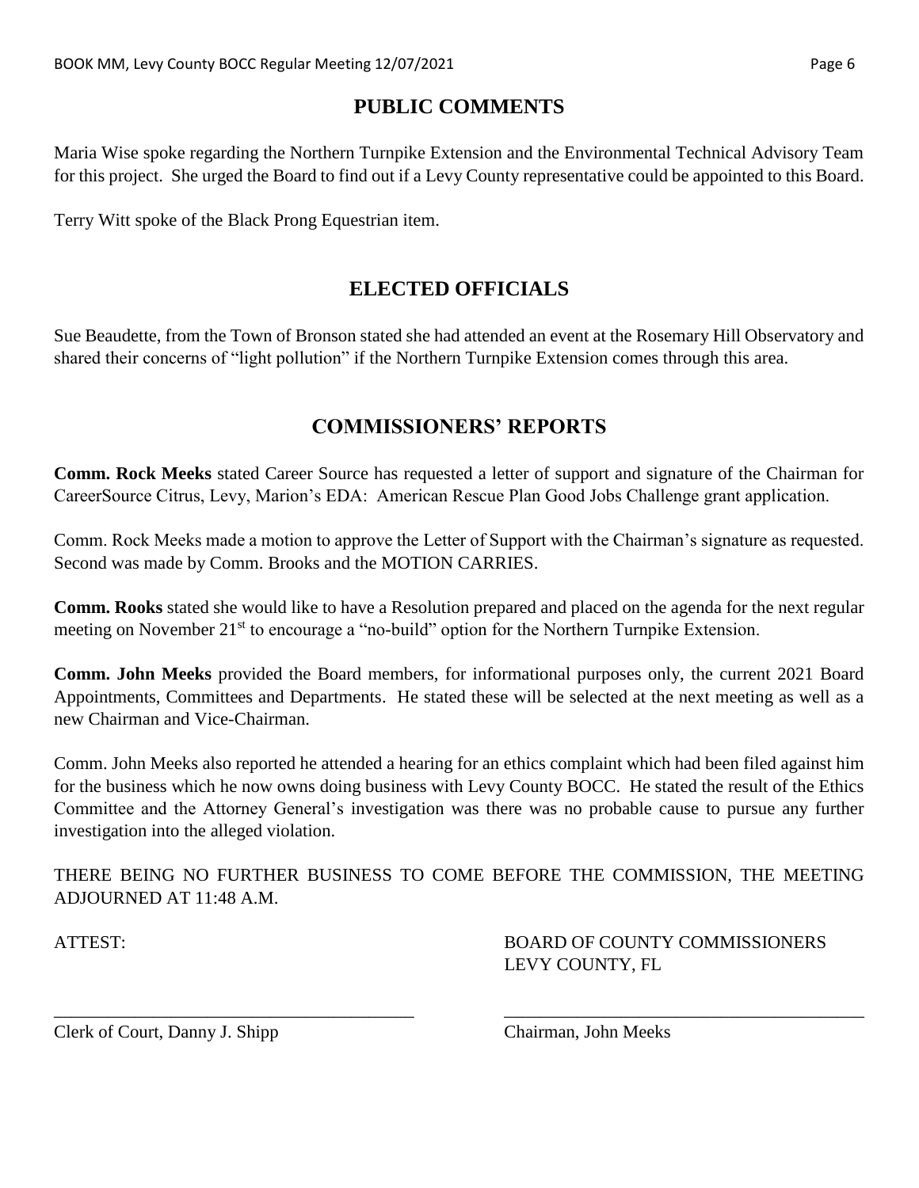## PUBLIC COMMENTS

Maria Wise spoke regarding the Northern Turnpike Extension and the Environmental Technical Advisory Team for this project. She urged the Board to find out if a Levy County representative could be appointed to this Board.

Terry Witt spoke of the Black Prong Equestrian item.

## ELECTED OFFICIALS

Sue Beaudette, from the Town of Bronson stated she had attended an event at the Rosemary Hill Observatory and shared their concerns of "light pollution" if the Northern Turnpike Extension comes through this area.

## COMMISSIONERS' REPORTS

**Comm. Rock Meeks** stated Career Source has requested a letter of support and signature of the Chairman for CareerSource Citrus, Levy, Marion's EDA: American Rescue Plan Good Jobs Challenge grant application.

Comm. Rock Meeks made a motion to approve the Letter of Support with the Chairman's signature as requested. Second was made by Comm. Brooks and the MOTION CARRIES.

**Comm. Rooks** stated she would like to have a Resolution prepared and placed on the agenda for the next regular meeting on November 21st to encourage a "no-build" option for the Northern Turnpike Extension.

**Comm. John Meeks** provided the Board members, for informational purposes only, the current 2021 Board Appointments, Committees and Departments. He stated these will be selected at the next meeting as well as a new Chairman and Vice-Chairman.

Comm. John Meeks also reported he attended a hearing for an ethics complaint which had been filed against him for the business which he now owns doing business with Levy County BOCC. He stated the result of the Ethics Committee and the Attorney General's investigation was there was no probable cause to pursue any further investigation into the alleged violation.

THERE BEING NO FURTHER BUSINESS TO COME BEFORE THE COMMISSION, THE MEETING ADJOURNED AT 11:48 A.M.

ATTEST:

BOARD OF COUNTY COMMISSIONERS
LEVY COUNTY, FL

\_\_\_\_\_\_\_\_\_\_\_\_\_\_\_\_\_\_\_\_\_\_\_\_\_\_\_\_\_\_\_\_\_\_\_\_\_\_\_\_
Clerk of Court, Danny J. Shipp

\_\_\_\_\_\_\_\_\_\_\_\_\_\_\_\_\_\_\_\_\_\_\_\_\_\_\_\_\_\_\_\_\_\_\_\_\_\_\_\_
Chairman, John Meeks